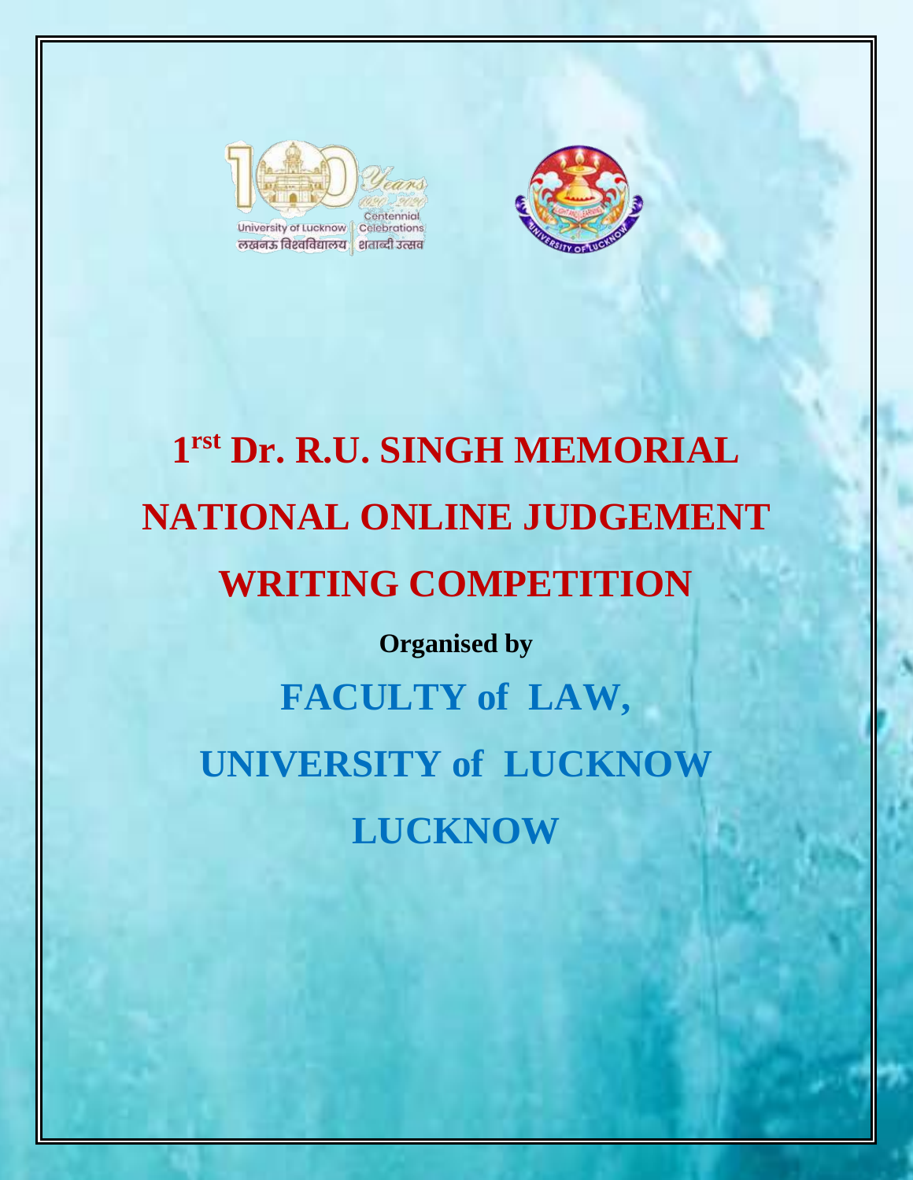# 1rst Dr. R.U. SINGH MEMORIAL NATIONAL ONLINE JUDGEMENT WRITING COMPETITION

**Organised by**

## FACULTY of LAW, UNIVERSITY of LUCKNOW LUCKNOW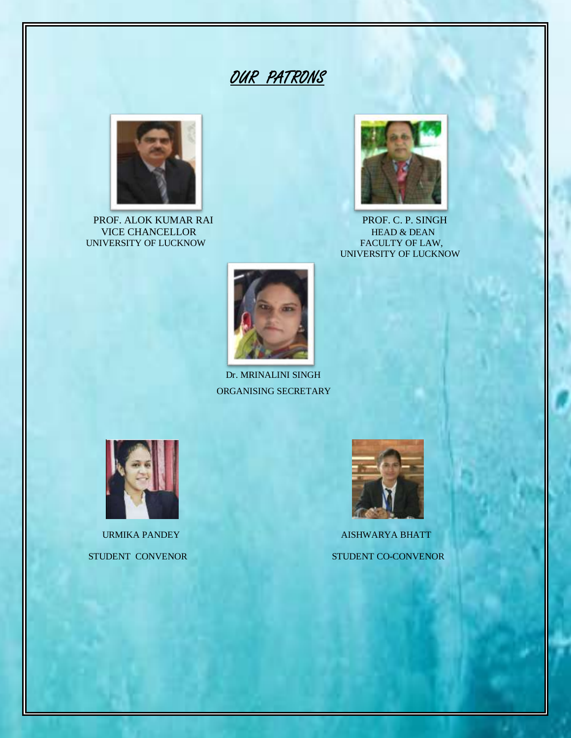# OUR PATRONS

PROF. ALOK KUMAR RAI
VICE CHANCELLOR
UNIVERSITY OF LUCKNOW

PROF. C. P. SINGH
HEAD & DEAN
FACULTY OF LAW,
UNIVERSITY OF LUCKNOW

Dr. MRINALINI SINGH
ORGANISING SECRETARY

URMIKA PANDEY
STUDENT CONVENOR

AISHWARYA BHATT
STUDENT CO-CONVENOR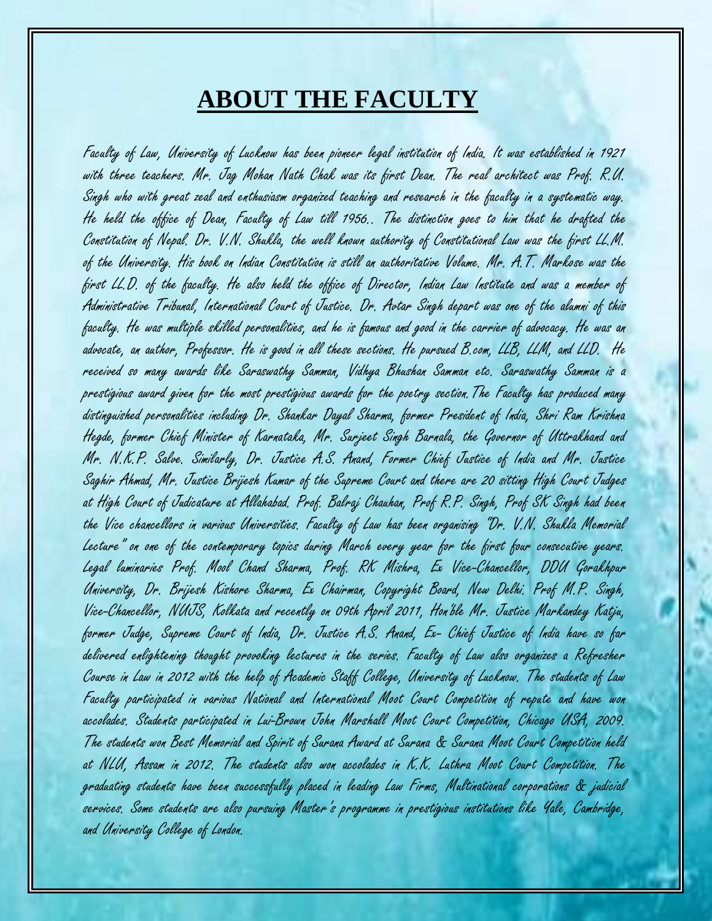# ABOUT THE FACULTY

Faculty of Law, University of Lucknow has been pioneer legal institution of India. It was established in 1921 with three teachers. Mr. Jag Mohan Nath Chak was its first Dean. The real architect was Prof. R.U. Singh who with great zeal and enthusiasm organized teaching and research in the faculty in a systematic way. He held the office of Dean, Faculty of Law till 1956.. The distinction goes to him that he drafted the Constitution of Nepal. Dr. V.N. Shukla, the well known authority of Constitutional Law was the first LL.M. of the University. His book on Indian Constitution is still an authoritative Volume. Mr. A.T. Markose was the first LL.D. of the faculty. He also held the office of Director, Indian Law Institute and was a member of Administrative Tribunal, International Court of Justice. Dr. Avtar Singh depart was one of the alumni of this faculty. He was multiple skilled personalities, and he is famous and good in the carrier of advocacy. He was an advocate, an author, Professor. He is good in all these sections. He pursued B.com, LLB, LLM, and LLD. He received so many awards like Saraswathy Samman, Vidhya Bhushan Samman etc. Saraswathy Samman is a prestigious award given for the most prestigious awards for the poetry section.The Faculty has produced many distinguished personalities including Dr. Shankar Dayal Sharma, former President of India, Shri Ram Krishna Hegde, former Chief Minister of Karnataka, Mr. Surjeet Singh Barnala, the Governor of Uttrakhand and Mr. N.K.P. Salve. Similarly, Dr. Justice A.S. Anand, Former Chief Justice of India and Mr. Justice Saghir Ahmad, Mr. Justice Brijesh Kumar of the Supreme Court and there are 20 sitting High Court Judges at High Court of Judicature at Allahabad. Prof. Balraj Chauhan, Prof R.P. Singh, Prof SK Singh had been the Vice chancellors in various Universities. Faculty of Law has been organising "Dr. V.N. Shukla Memorial Lecture" on one of the contemporary topics during March every year for the first four consecutive years. Legal luminaries Prof. Mool Chand Sharma, Prof. RK Mishra, Ex Vice-Chancellor, DDU Gorakhpur University, Dr. Brijesh Kishore Sharma, Ex Chairman, Copyright Board, New Delhi. Prof M.P. Singh, Vice-Chancellor, NUJS, Kolkata and recently on 09th April 2011, Hon'ble Mr. Justice Markandey Katju, former Judge, Supreme Court of India, Dr. Justice A.S. Anand, Ex- Chief Justice of India have so far delivered enlightening thought provoking lectures in the series. Faculty of Law also organizes a Refresher Course in Law in 2012 with the help of Academic Staff College, University of Lucknow. The students of Law Faculty participated in various National and International Moot Court Competition of repute and have won accolades. Students participated in Lui-Brown John Marshall Moot Court Competition, Chicago USA, 2009. The students won Best Memorial and Spirit of Surana Award at Surana & Surana Moot Court Competition held at NLU, Assam in 2012. The students also won accolades in K.K. Luthra Moot Court Competition. The graduating students have been successfully placed in leading Law Firms, Multinational corporations & judicial services. Some students are also pursuing Master's programme in prestigious institutions like Yale, Cambridge, and University College of London.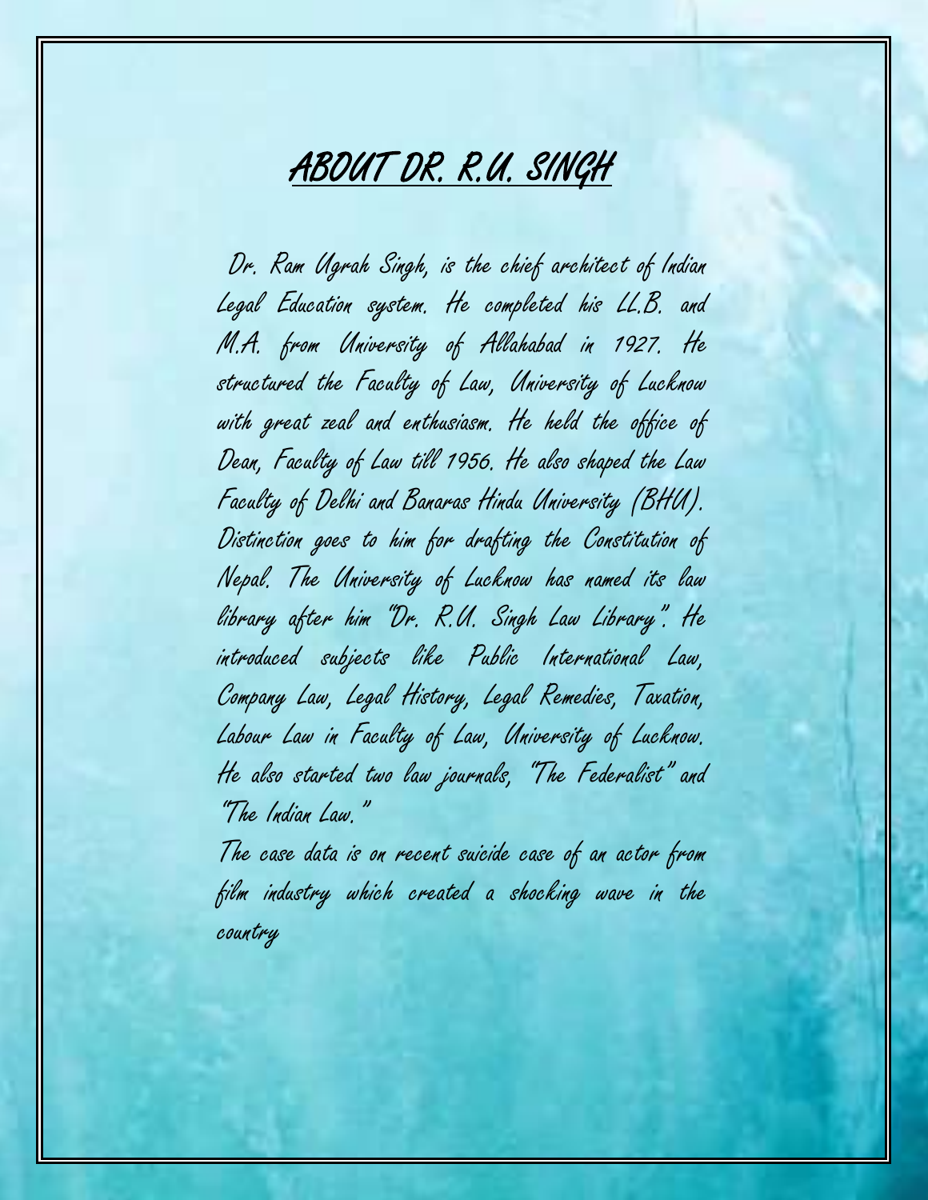# ABOUT DR. R.U. SINGH

Dr. Ram Ugrah Singh, is the chief architect of Indian Legal Education system. He completed his LL.B. and M.A. from University of Allahabad in 1927. He structured the Faculty of Law, University of Lucknow with great zeal and enthusiasm. He held the office of Dean, Faculty of Law till 1956. He also shaped the Law Faculty of Delhi and Banaras Hindu University (BHU). Distinction goes to him for drafting the Constitution of Nepal. The University of Lucknow has named its law library after him "Dr. R.U. Singh Law Library". He introduced subjects like Public International Law, Company Law, Legal History, Legal Remedies, Taxation, Labour Law in Faculty of Law, University of Lucknow. He also started two law journals, "The Federalist" and "The Indian Law."

The case data is on recent suicide case of an actor from film industry which created a shocking wave in the country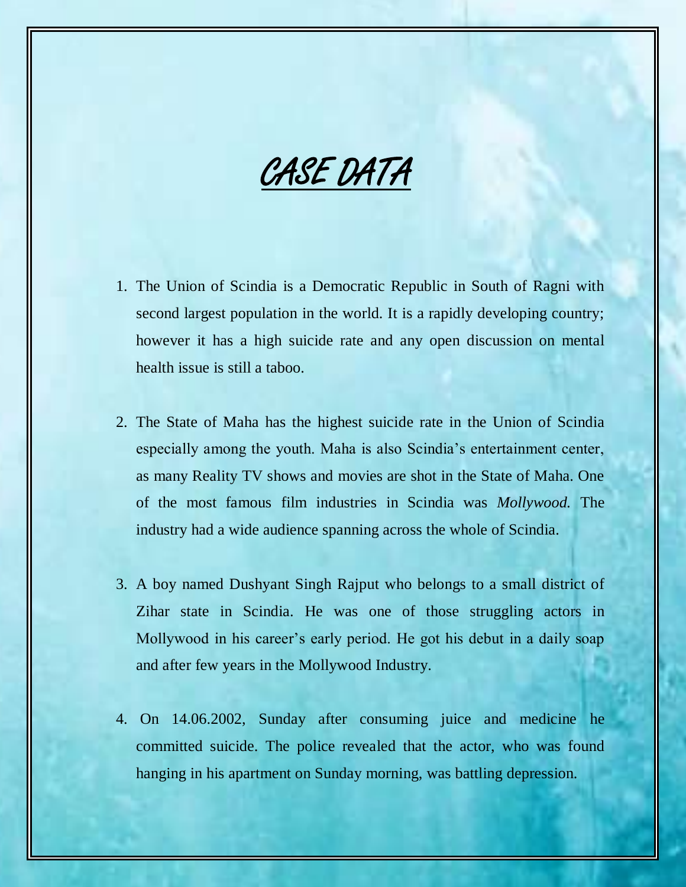# CASE DATA

1. The Union of Scindia is a Democratic Republic in South of Ragni with second largest population in the world. It is a rapidly developing country; however it has a high suicide rate and any open discussion on mental health issue is still a taboo.

2. The State of Maha has the highest suicide rate in the Union of Scindia especially among the youth. Maha is also Scindia's entertainment center, as many Reality TV shows and movies are shot in the State of Maha. One of the most famous film industries in Scindia was *Mollywood.* The industry had a wide audience spanning across the whole of Scindia.

3. A boy named Dushyant Singh Rajput who belongs to a small district of Zihar state in Scindia. He was one of those struggling actors in Mollywood in his career's early period. He got his debut in a daily soap and after few years in the Mollywood Industry.

4. On 14.06.2002, Sunday after consuming juice and medicine he committed suicide. The police revealed that the actor, who was found hanging in his apartment on Sunday morning, was battling depression.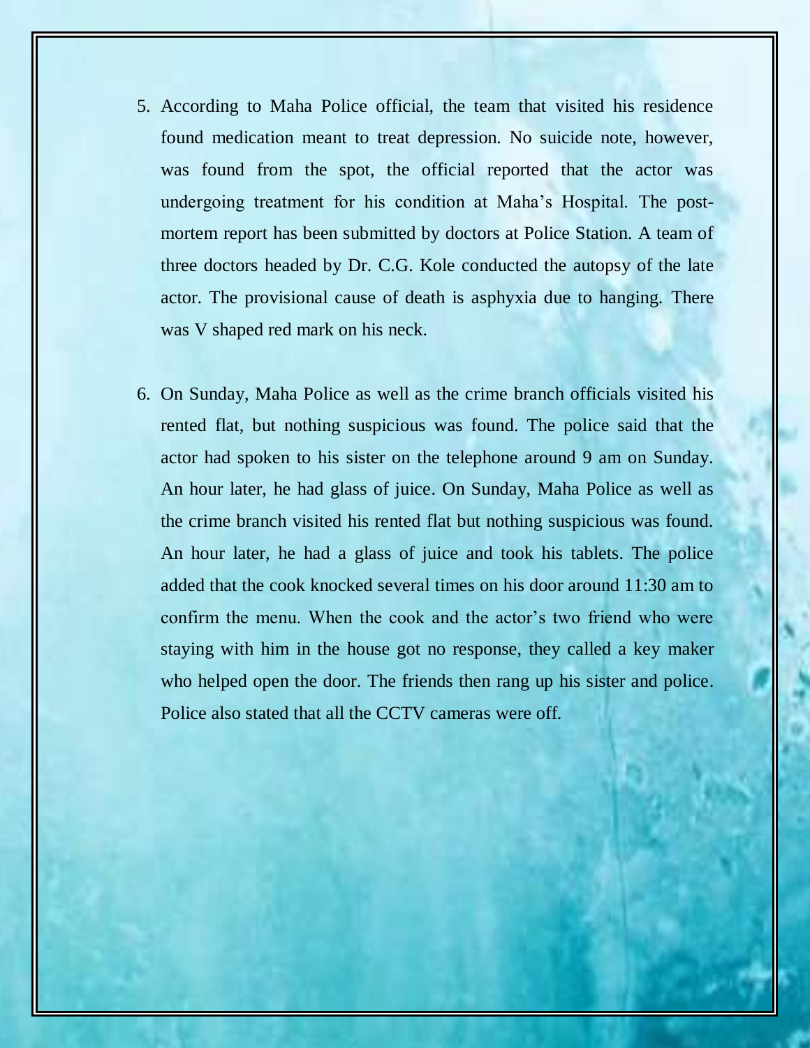5. According to Maha Police official, the team that visited his residence found medication meant to treat depression. No suicide note, however, was found from the spot, the official reported that the actor was undergoing treatment for his condition at Maha's Hospital. The post-mortem report has been submitted by doctors at Police Station. A team of three doctors headed by Dr. C.G. Kole conducted the autopsy of the late actor. The provisional cause of death is asphyxia due to hanging. There was V shaped red mark on his neck.

6. On Sunday, Maha Police as well as the crime branch officials visited his rented flat, but nothing suspicious was found. The police said that the actor had spoken to his sister on the telephone around 9 am on Sunday. An hour later, he had glass of juice. On Sunday, Maha Police as well as the crime branch visited his rented flat but nothing suspicious was found. An hour later, he had a glass of juice and took his tablets. The police added that the cook knocked several times on his door around 11:30 am to confirm the menu. When the cook and the actor's two friend who were staying with him in the house got no response, they called a key maker who helped open the door. The friends then rang up his sister and police. Police also stated that all the CCTV cameras were off.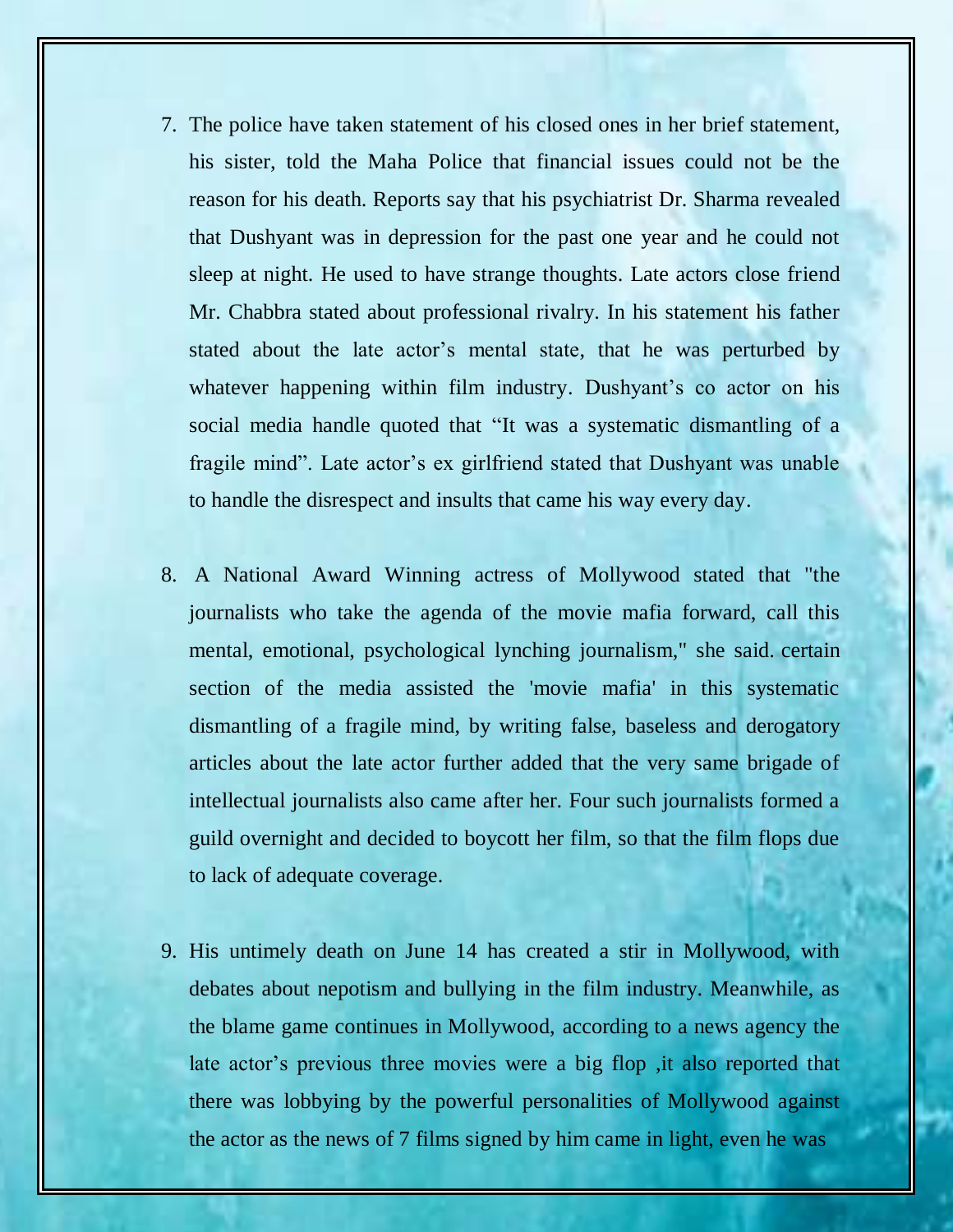7. The police have taken statement of his closed ones in her brief statement, his sister, told the Maha Police that financial issues could not be the reason for his death. Reports say that his psychiatrist Dr. Sharma revealed that Dushyant was in depression for the past one year and he could not sleep at night. He used to have strange thoughts. Late actors close friend Mr. Chabbra stated about professional rivalry. In his statement his father stated about the late actor's mental state, that he was perturbed by whatever happening within film industry. Dushyant's co actor on his social media handle quoted that "It was a systematic dismantling of a fragile mind". Late actor's ex girlfriend stated that Dushyant was unable to handle the disrespect and insults that came his way every day.

8. A National Award Winning actress of Mollywood stated that "the journalists who take the agenda of the movie mafia forward, call this mental, emotional, psychological lynching journalism," she said. certain section of the media assisted the 'movie mafia' in this systematic dismantling of a fragile mind, by writing false, baseless and derogatory articles about the late actor further added that the very same brigade of intellectual journalists also came after her. Four such journalists formed a guild overnight and decided to boycott her film, so that the film flops due to lack of adequate coverage.

9. His untimely death on June 14 has created a stir in Mollywood, with debates about nepotism and bullying in the film industry. Meanwhile, as the blame game continues in Mollywood, according to a news agency the late actor's previous three movies were a big flop ,it also reported that there was lobbying by the powerful personalities of Mollywood against the actor as the news of 7 films signed by him came in light, even he was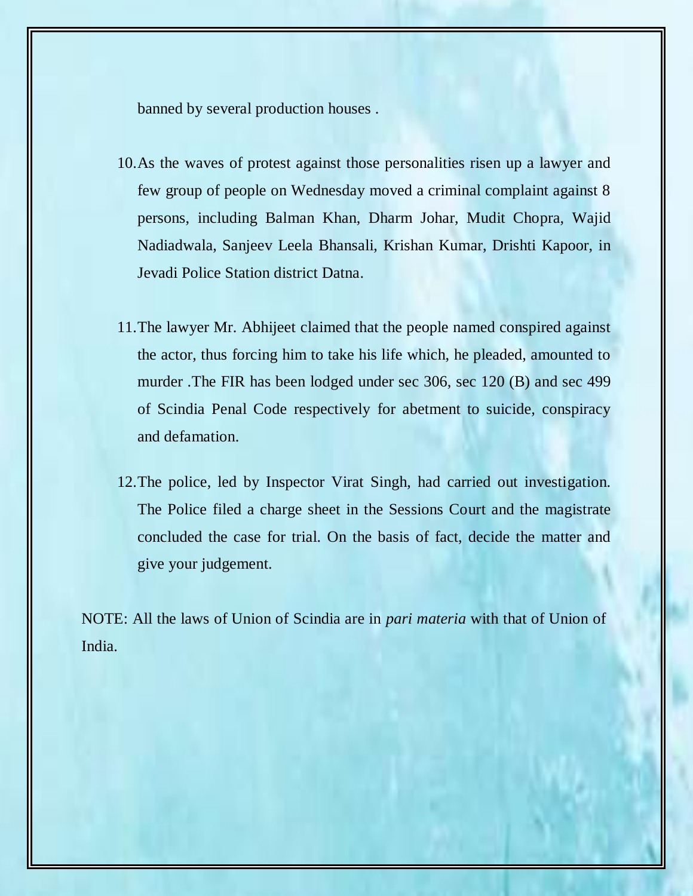banned by several production houses .

10. As the waves of protest against those personalities risen up a lawyer and few group of people on Wednesday moved a criminal complaint against 8 persons, including Balman Khan, Dharm Johar, Mudit Chopra, Wajid Nadiadwala, Sanjeev Leela Bhansali, Krishan Kumar, Drishti Kapoor, in Jevadi Police Station district Datna.

11. The lawyer Mr. Abhijeet claimed that the people named conspired against the actor, thus forcing him to take his life which, he pleaded, amounted to murder .The FIR has been lodged under sec 306, sec 120 (B) and sec 499 of Scindia Penal Code respectively for abetment to suicide, conspiracy and defamation.

12. The police, led by Inspector Virat Singh, had carried out investigation. The Police filed a charge sheet in the Sessions Court and the magistrate concluded the case for trial. On the basis of fact, decide the matter and give your judgement.

NOTE: All the laws of Union of Scindia are in *pari materia* with that of Union of India.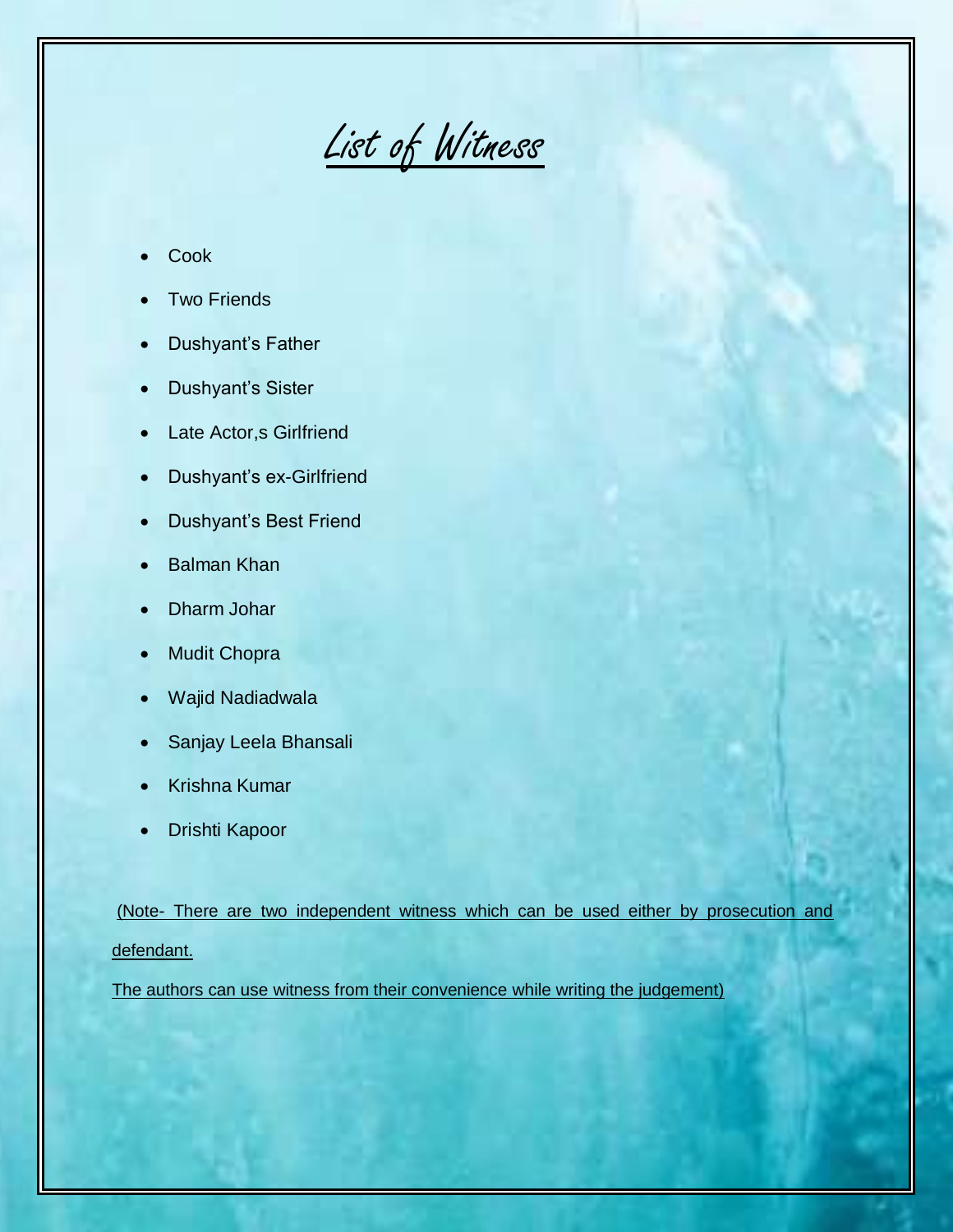# List of Witness

- Cook
- Two Friends
- Dushyant's Father
- Dushyant's Sister
- Late Actor,s Girlfriend
- Dushyant's ex-Girlfriend
- Dushyant's Best Friend
- Balman Khan
- Dharm Johar
- Mudit Chopra
- Wajid Nadiadwala
- Sanjay Leela Bhansali
- Krishna Kumar
- Drishti Kapoor

(Note- There are two independent witness which can be used either by prosecution and defendant.

The authors can use witness from their convenience while writing the judgement)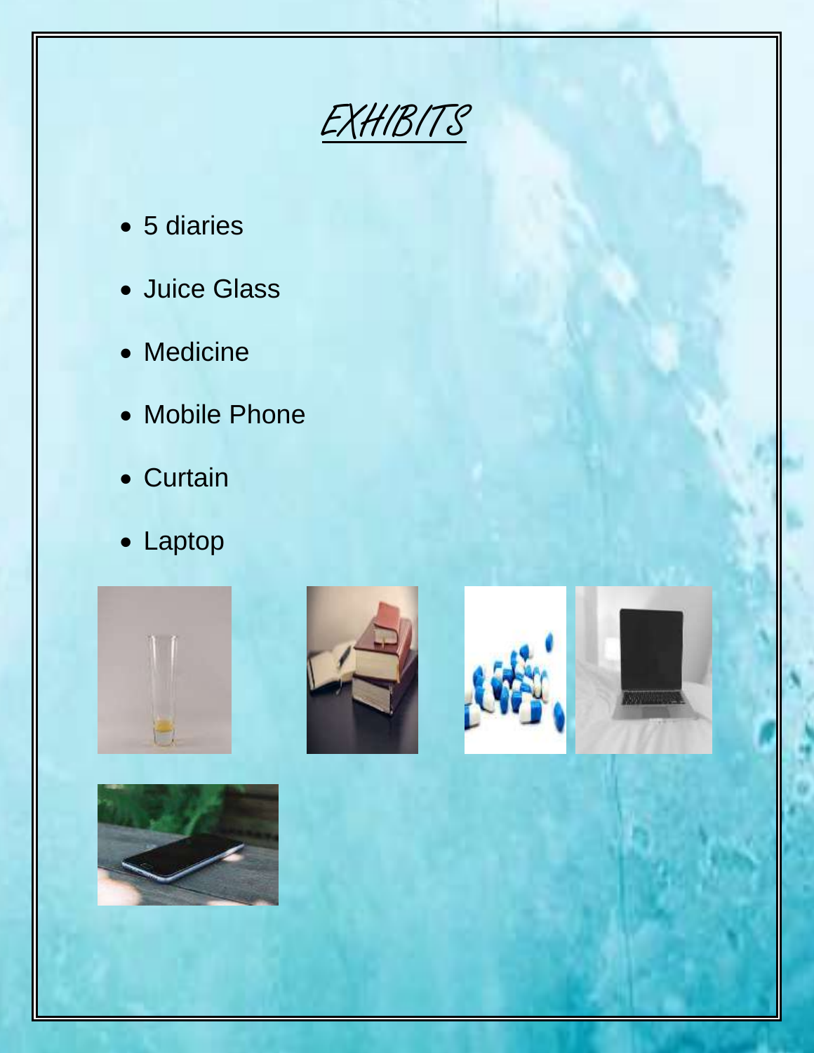# EXHIBITS

- 5 diaries
- Juice Glass
- Medicine
- Mobile Phone
- Curtain
- Laptop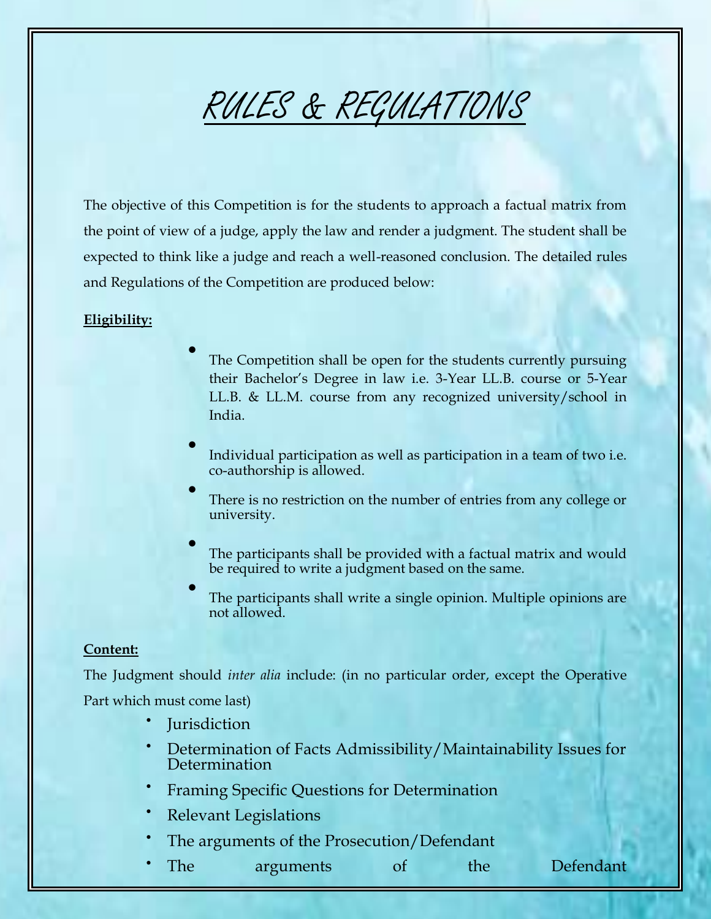# RULES & REGULATIONS

The objective of this Competition is for the students to approach a factual matrix from the point of view of a judge, apply the law and render a judgment. The student shall be expected to think like a judge and reach a well-reasoned conclusion. The detailed rules and Regulations of the Competition are produced below:

**Eligibility:**

- The Competition shall be open for the students currently pursuing their Bachelor's Degree in law i.e. 3-Year LL.B. course or 5-Year LL.B. & LL.M. course from any recognized university/school in India.
- Individual participation as well as participation in a team of two i.e. co-authorship is allowed.
- There is no restriction on the number of entries from any college or university.
- The participants shall be provided with a factual matrix and would be required to write a judgment based on the same.
- The participants shall write a single opinion. Multiple opinions are not allowed.

**Content:**

The Judgment should *inter alia* include: (in no particular order, except the Operative Part which must come last)

- Jurisdiction
- Determination of Facts Admissibility/Maintainability Issues for Determination
- Framing Specific Questions for Determination
- Relevant Legislations
- The arguments of the Prosecution/Defendant
- The arguments of the Defendant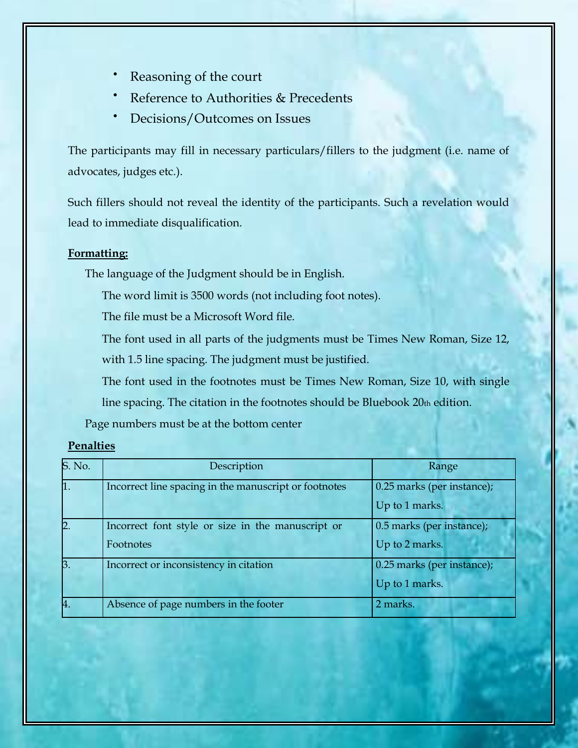- Reasoning of the court
- Reference to Authorities & Precedents
- Decisions/Outcomes on Issues

The participants may fill in necessary particulars/fillers to the judgment (i.e. name of advocates, judges etc.).

Such fillers should not reveal the identity of the participants. Such a revelation would lead to immediate disqualification.

**Formatting:**

The language of the Judgment should be in English.

The word limit is 3500 words (not including foot notes).

The file must be a Microsoft Word file.

The font used in all parts of the judgments must be Times New Roman, Size 12, with 1.5 line spacing. The judgment must be justified.

The font used in the footnotes must be Times New Roman, Size 10, with single line spacing. The citation in the footnotes should be Bluebook 20th edition.

Page numbers must be at the bottom center

**Penalties**

| S. No. | Description | Range |
|---|---|---|
| 1. | Incorrect line spacing in the manuscript or footnotes | 0.25 marks (per instance); Up to 1 marks. |
| 2. | Incorrect font style or size in the manuscript or Footnotes | 0.5 marks (per instance); Up to 2 marks. |
| 3. | Incorrect or inconsistency in citation | 0.25 marks (per instance); Up to 1 marks. |
| 4. | Absence of page numbers in the footer | 2 marks. |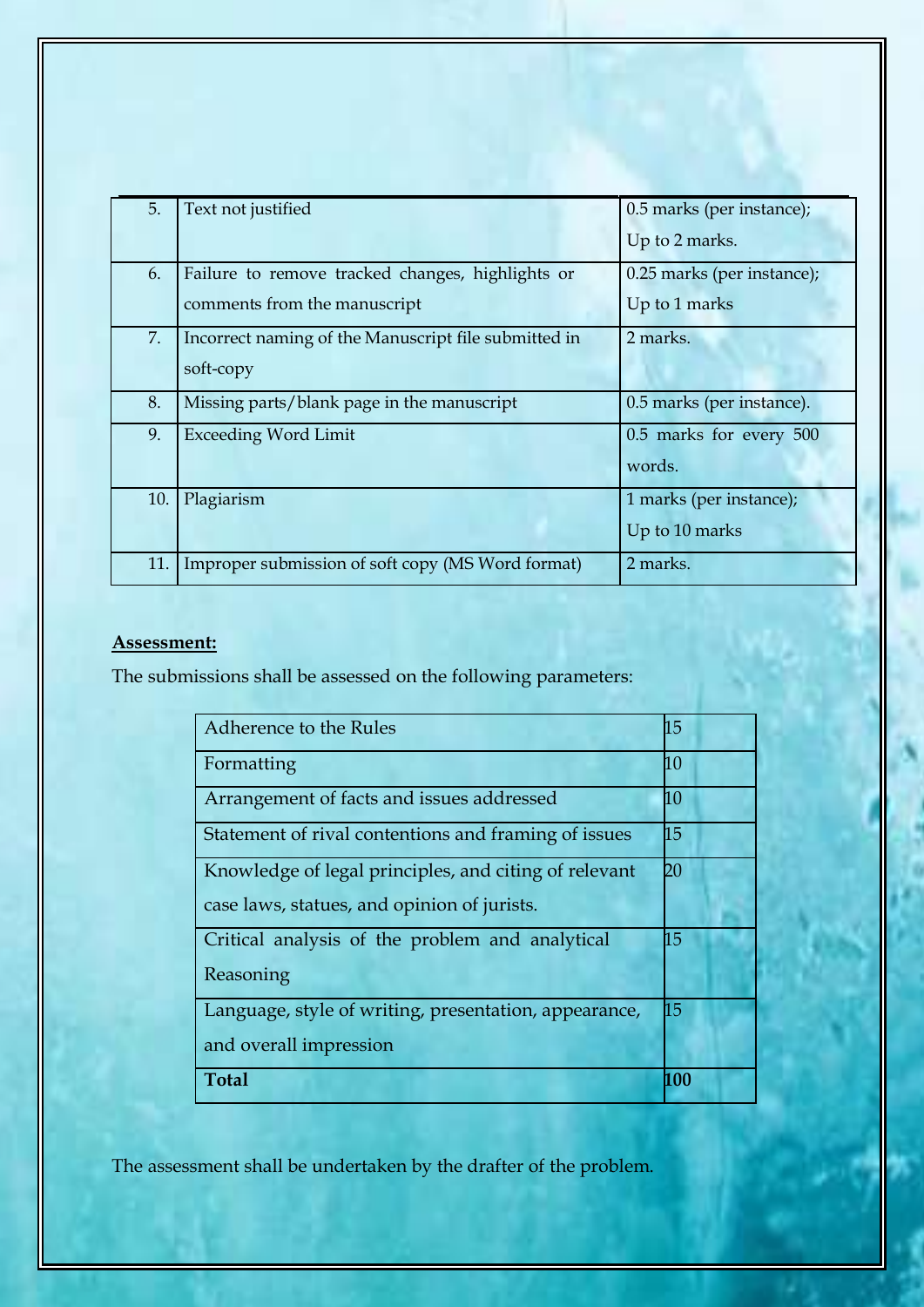| 5. | Text not justified | 0.5 marks (per instance); Up to 2 marks. |
|---|---|---|
| 6. | Failure to remove tracked changes, highlights or comments from the manuscript | 0.25 marks (per instance); Up to 1 marks |
| 7. | Incorrect naming of the Manuscript file submitted in soft-copy | 2 marks. |
| 8. | Missing parts/blank page in the manuscript | 0.5 marks (per instance). |
| 9. | Exceeding Word Limit | 0.5 marks for every 500 words. |
| 10. | Plagiarism | 1 marks (per instance); Up to 10 marks |
| 11. | Improper submission of soft copy (MS Word format) | 2 marks. |

**Assessment:**

The submissions shall be assessed on the following parameters:

| Parameter | Marks |
|---|---|
| Adherence to the Rules | 15 |
| Formatting | 10 |
| Arrangement of facts and issues addressed | 10 |
| Statement of rival contentions and framing of issues | 15 |
| Knowledge of legal principles, and citing of relevant case laws, statues, and opinion of jurists. | 20 |
| Critical analysis of the problem and analytical Reasoning | 15 |
| Language, style of writing, presentation, appearance, and overall impression | 15 |
| **Total** | **100** |

The assessment shall be undertaken by the drafter of the problem.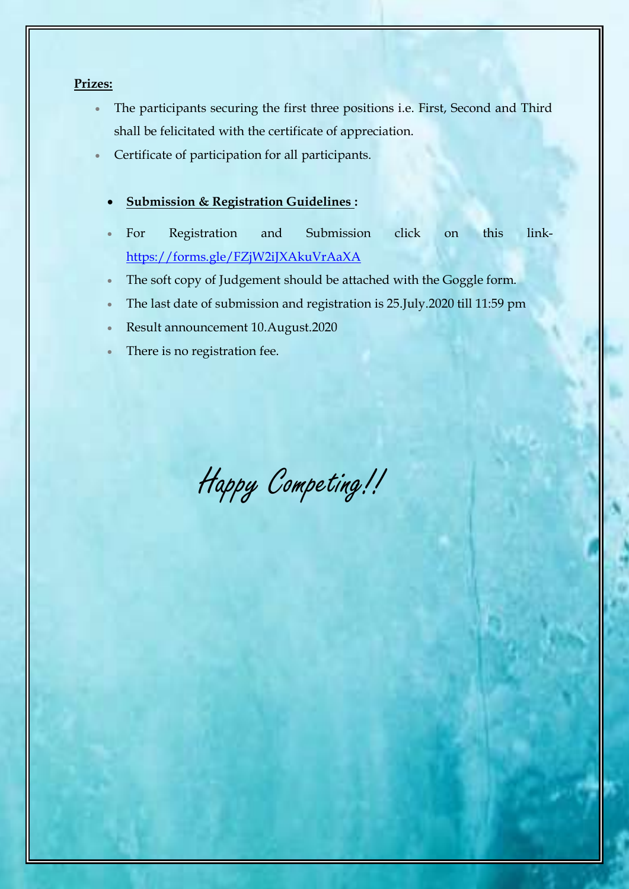**Prizes:**

- The participants securing the first three positions i.e. First, Second and Third shall be felicitated with the certificate of appreciation.
- Certificate of participation for all participants.

- **Submission & Registration Guidelines :**

- For Registration and Submission click on this link- https://forms.gle/FZjW2iJXAkuVrAaXA
- The soft copy of Judgement should be attached with the Goggle form.
- The last date of submission and registration is 25.July.2020 till 11:59 pm
- Result announcement 10.August.2020
- There is no registration fee.

*Happy Competing!!*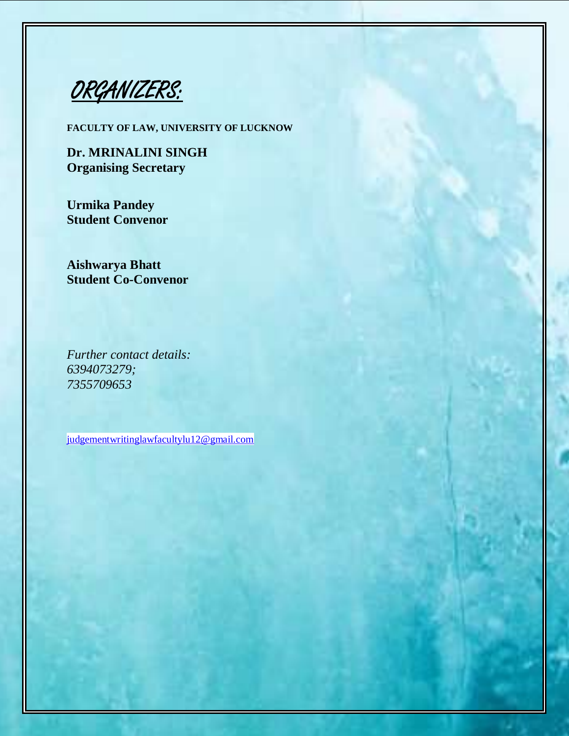# ORGANIZERS:

**FACULTY OF LAW, UNIVERSITY OF LUCKNOW**

**Dr. MRINALINI SINGH**
**Organising Secretary**

**Urmika Pandey**
**Student Convenor**

**Aishwarya Bhatt**
**Student Co-Convenor**

*Further contact details:*
*6394073279;*
*7355709653*

judgementwritinglawfacultylu12@gmail.com